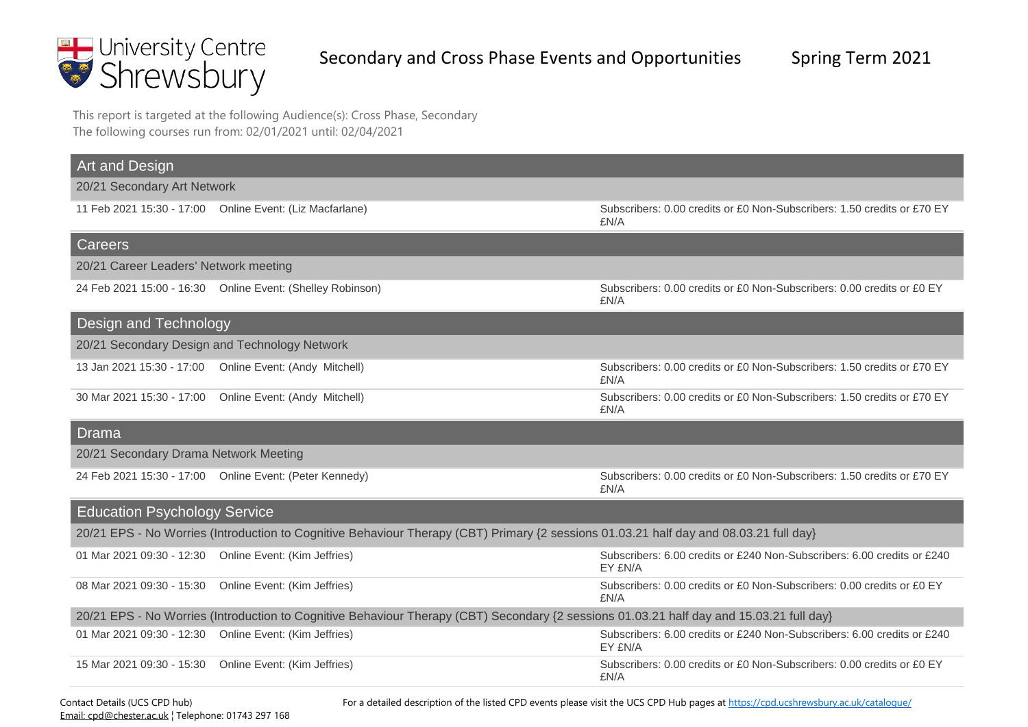University Centre Shrewsbury

# Secondary and Cross Phase Events and Opportunities — Spring Term 2021

This report is targeted at the following Audience(s): Cross Phase, Secondary
The following courses run from: 02/01/2021 until: 02/04/2021

## Art and Design

### 20/21 Secondary Art Network

| Date / Time | Event | Cost |
|---|---|---|
| 11 Feb 2021 15:30 - 17:00 | Online Event: (Liz Macfarlane) | Subscribers: 0.00 credits or £0 Non-Subscribers: 1.50 credits or £70 EY £N/A |

## Careers

### 20/21 Career Leaders' Network meeting

| Date / Time | Event | Cost |
|---|---|---|
| 24 Feb 2021 15:00 - 16:30 | Online Event: (Shelley Robinson) | Subscribers: 0.00 credits or £0 Non-Subscribers: 0.00 credits or £0 EY £N/A |

## Design and Technology

### 20/21 Secondary Design and Technology Network

| Date / Time | Event | Cost |
|---|---|---|
| 13 Jan 2021 15:30 - 17:00 | Online Event: (Andy Mitchell) | Subscribers: 0.00 credits or £0 Non-Subscribers: 1.50 credits or £70 EY £N/A |
| 30 Mar 2021 15:30 - 17:00 | Online Event: (Andy Mitchell) | Subscribers: 0.00 credits or £0 Non-Subscribers: 1.50 credits or £70 EY £N/A |

## Drama

### 20/21 Secondary Drama Network Meeting

| Date / Time | Event | Cost |
|---|---|---|
| 24 Feb 2021 15:30 - 17:00 | Online Event: (Peter Kennedy) | Subscribers: 0.00 credits or £0 Non-Subscribers: 1.50 credits or £70 EY £N/A |

## Education Psychology Service

### 20/21 EPS - No Worries (Introduction to Cognitive Behaviour Therapy (CBT) Primary {2 sessions 01.03.21 half day and 08.03.21 full day}

| Date / Time | Event | Cost |
|---|---|---|
| 01 Mar 2021 09:30 - 12:30 | Online Event: (Kim Jeffries) | Subscribers: 6.00 credits or £240 Non-Subscribers: 6.00 credits or £240 EY £N/A |
| 08 Mar 2021 09:30 - 15:30 | Online Event: (Kim Jeffries) | Subscribers: 0.00 credits or £0 Non-Subscribers: 0.00 credits or £0 EY £N/A |

### 20/21 EPS - No Worries (Introduction to Cognitive Behaviour Therapy (CBT) Secondary {2 sessions 01.03.21 half day and 15.03.21 full day}

| Date / Time | Event | Cost |
|---|---|---|
| 01 Mar 2021 09:30 - 12:30 | Online Event: (Kim Jeffries) | Subscribers: 6.00 credits or £240 Non-Subscribers: 6.00 credits or £240 EY £N/A |
| 15 Mar 2021 09:30 - 15:30 | Online Event: (Kim Jeffries) | Subscribers: 0.00 credits or £0 Non-Subscribers: 0.00 credits or £0 EY £N/A |

Contact Details (UCS CPD hub)
Email: cpd@chester.ac.uk ¦ Telephone: 01743 297 168

For a detailed description of the listed CPD events please visit the UCS CPD Hub pages at https://cpd.ucshrewsbury.ac.uk/catalogue/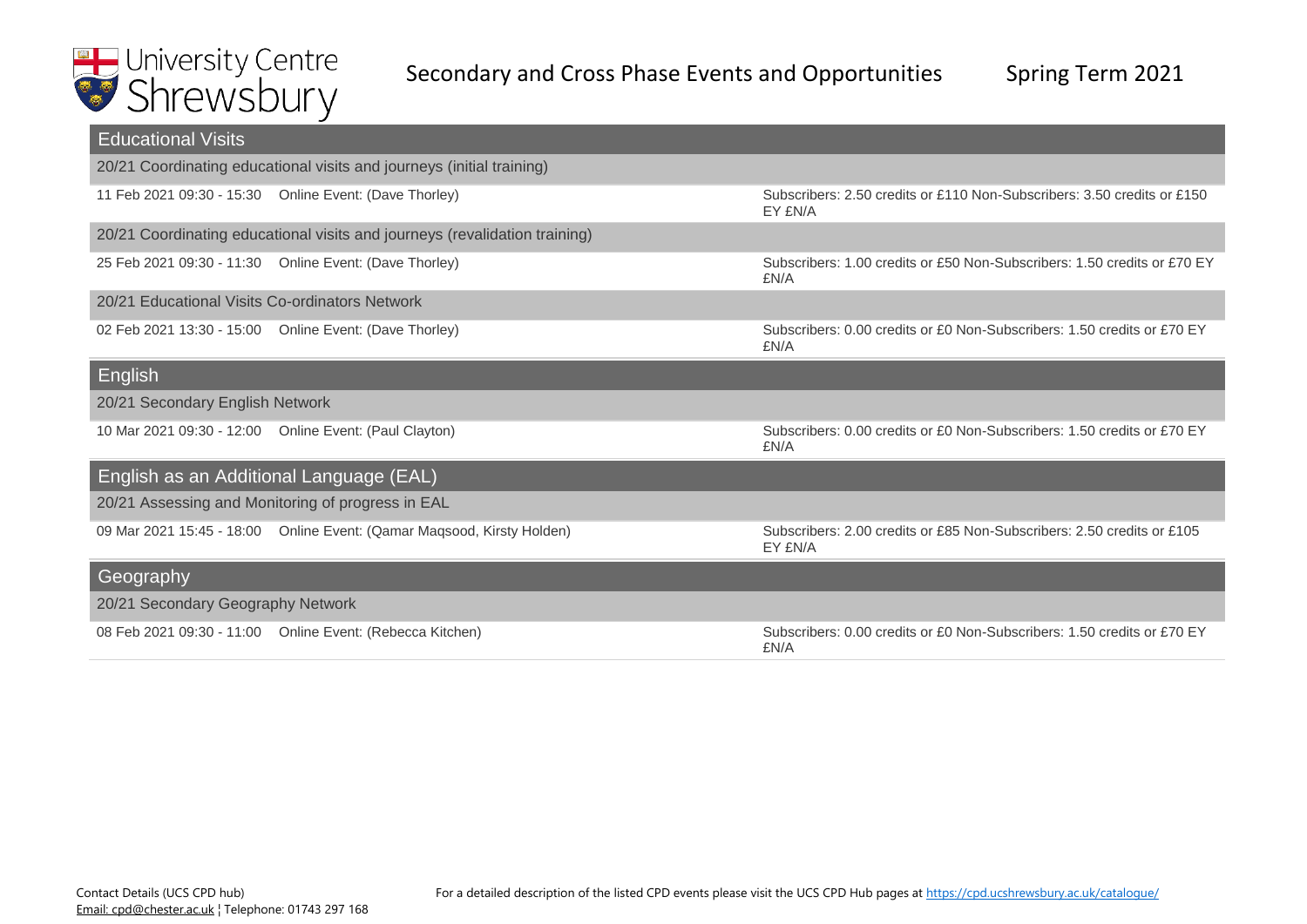## Educational Visits

### 20/21 Coordinating educational visits and journeys (initial training)

11 Feb 2021 09:30 - 15:30 Online Event: (Dave Thorley)

Subscribers: 2.50 credits or £110 Non-Subscribers: 3.50 credits or £150 EY £N/A

### 20/21 Coordinating educational visits and journeys (revalidation training)

25 Feb 2021 09:30 - 11:30 Online Event: (Dave Thorley)

Subscribers: 1.00 credits or £50 Non-Subscribers: 1.50 credits or £70 EY £N/A

### 20/21 Educational Visits Co-ordinators Network

02 Feb 2021 13:30 - 15:00 Online Event: (Dave Thorley)

Subscribers: 0.00 credits or £0 Non-Subscribers: 1.50 credits or £70 EY £N/A

## English

### 20/21 Secondary English Network

10 Mar 2021 09:30 - 12:00 Online Event: (Paul Clayton)

Subscribers: 0.00 credits or £0 Non-Subscribers: 1.50 credits or £70 EY £N/A

## English as an Additional Language (EAL)

### 20/21 Assessing and Monitoring of progress in EAL

09 Mar 2021 15:45 - 18:00 Online Event: (Qamar Maqsood, Kirsty Holden)

Subscribers: 2.00 credits or £85 Non-Subscribers: 2.50 credits or £105 EY £N/A

## Geography

### 20/21 Secondary Geography Network

08 Feb 2021 09:30 - 11:00 Online Event: (Rebecca Kitchen)

Subscribers: 0.00 credits or £0 Non-Subscribers: 1.50 credits or £70 EY £N/A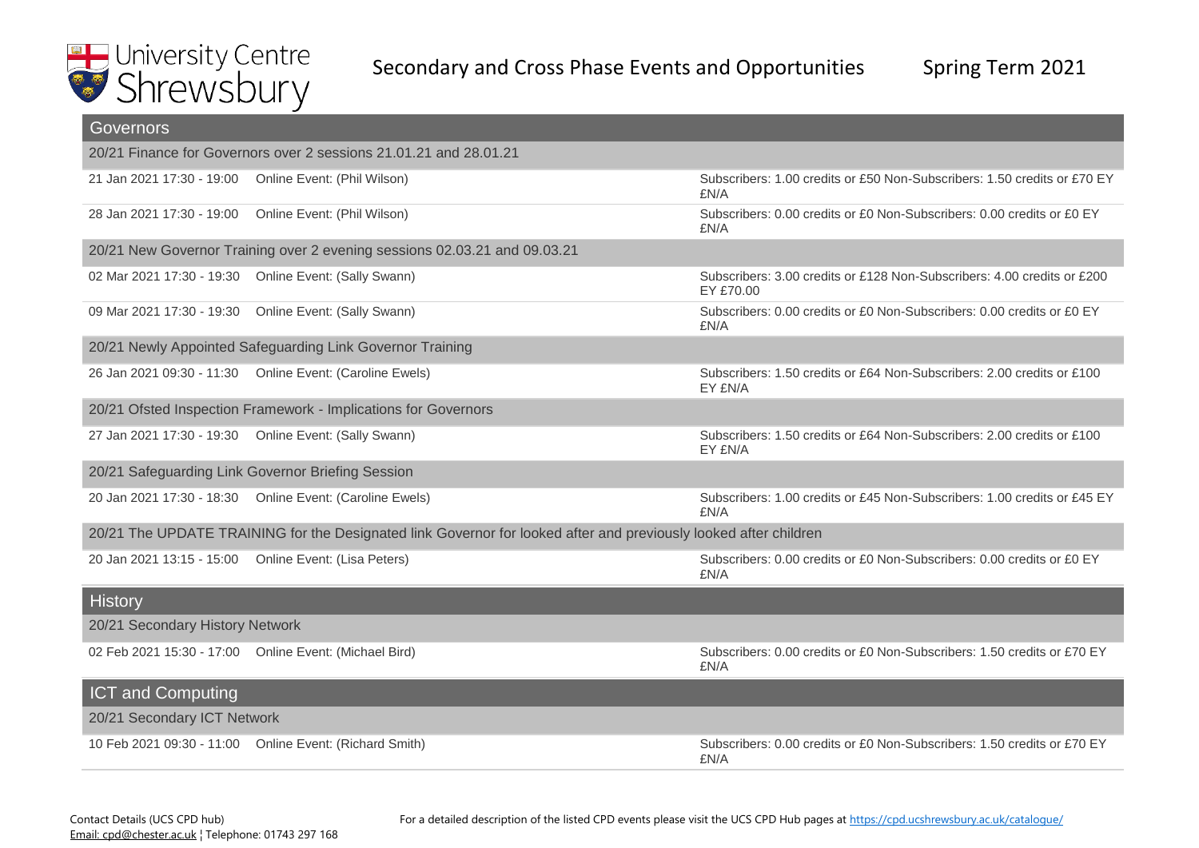## Governors

### 20/21 Finance for Governors over 2 sessions 21.01.21 and 28.01.21

| Date | Event | Cost |
|---|---|---|
| 21 Jan 2021 17:30 - 19:00 | Online Event: (Phil Wilson) | Subscribers: 1.00 credits or £50 Non-Subscribers: 1.50 credits or £70 EY £N/A |
| 28 Jan 2021 17:30 - 19:00 | Online Event: (Phil Wilson) | Subscribers: 0.00 credits or £0 Non-Subscribers: 0.00 credits or £0 EY £N/A |

### 20/21 New Governor Training over 2 evening sessions 02.03.21 and 09.03.21

| Date | Event | Cost |
|---|---|---|
| 02 Mar 2021 17:30 - 19:30 | Online Event: (Sally Swann) | Subscribers: 3.00 credits or £128 Non-Subscribers: 4.00 credits or £200 EY £70.00 |
| 09 Mar 2021 17:30 - 19:30 | Online Event: (Sally Swann) | Subscribers: 0.00 credits or £0 Non-Subscribers: 0.00 credits or £0 EY £N/A |

### 20/21 Newly Appointed Safeguarding Link Governor Training

| Date | Event | Cost |
|---|---|---|
| 26 Jan 2021 09:30 - 11:30 | Online Event: (Caroline Ewels) | Subscribers: 1.50 credits or £64 Non-Subscribers: 2.00 credits or £100 EY £N/A |

### 20/21 Ofsted Inspection Framework - Implications for Governors

| Date | Event | Cost |
|---|---|---|
| 27 Jan 2021 17:30 - 19:30 | Online Event: (Sally Swann) | Subscribers: 1.50 credits or £64 Non-Subscribers: 2.00 credits or £100 EY £N/A |

### 20/21 Safeguarding Link Governor Briefing Session

| Date | Event | Cost |
|---|---|---|
| 20 Jan 2021 17:30 - 18:30 | Online Event: (Caroline Ewels) | Subscribers: 1.00 credits or £45 Non-Subscribers: 1.00 credits or £45 EY £N/A |

### 20/21 The UPDATE TRAINING for the Designated link Governor for looked after and previously looked after children

| Date | Event | Cost |
|---|---|---|
| 20 Jan 2021 13:15 - 15:00 | Online Event: (Lisa Peters) | Subscribers: 0.00 credits or £0 Non-Subscribers: 0.00 credits or £0 EY £N/A |

## History

### 20/21 Secondary History Network

| Date | Event | Cost |
|---|---|---|
| 02 Feb 2021 15:30 - 17:00 | Online Event: (Michael Bird) | Subscribers: 0.00 credits or £0 Non-Subscribers: 1.50 credits or £70 EY £N/A |

## ICT and Computing

### 20/21 Secondary ICT Network

| Date | Event | Cost |
|---|---|---|
| 10 Feb 2021 09:30 - 11:00 | Online Event: (Richard Smith) | Subscribers: 0.00 credits or £0 Non-Subscribers: 1.50 credits or £70 EY £N/A |

Contact Details (UCS CPD hub)
Email: cpd@chester.ac.uk ¦ Telephone: 01743 297 168

For a detailed description of the listed CPD events please visit the UCS CPD Hub pages at https://cpd.ucshrewsbury.ac.uk/catalogue/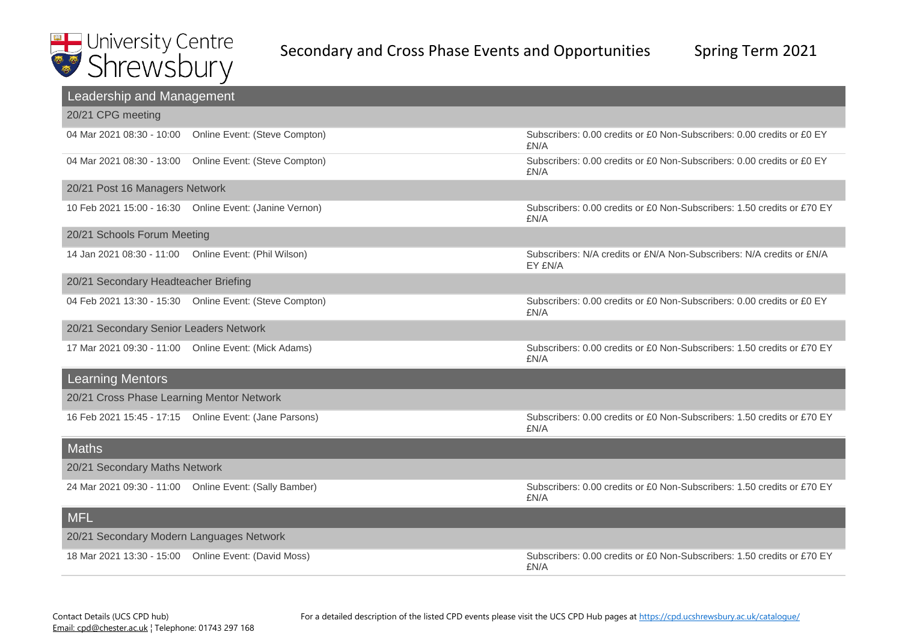# Secondary and Cross Phase Events and Opportunities — Spring Term 2021

University Centre Shrewsbury

## Leadership and Management

### 20/21 CPG meeting

| Date/Time | Event | Cost |
|---|---|---|
| 04 Mar 2021 08:30 - 10:00 | Online Event: (Steve Compton) | Subscribers: 0.00 credits or £0 Non-Subscribers: 0.00 credits or £0 EY £N/A |
| 04 Mar 2021 08:30 - 13:00 | Online Event: (Steve Compton) | Subscribers: 0.00 credits or £0 Non-Subscribers: 0.00 credits or £0 EY £N/A |

### 20/21 Post 16 Managers Network

| Date/Time | Event | Cost |
|---|---|---|
| 10 Feb 2021 15:00 - 16:30 | Online Event: (Janine Vernon) | Subscribers: 0.00 credits or £0 Non-Subscribers: 1.50 credits or £70 EY £N/A |

### 20/21 Schools Forum Meeting

| Date/Time | Event | Cost |
|---|---|---|
| 14 Jan 2021 08:30 - 11:00 | Online Event: (Phil Wilson) | Subscribers: N/A credits or £N/A Non-Subscribers: N/A credits or £N/A EY £N/A |

### 20/21 Secondary Headteacher Briefing

| Date/Time | Event | Cost |
|---|---|---|
| 04 Feb 2021 13:30 - 15:30 | Online Event: (Steve Compton) | Subscribers: 0.00 credits or £0 Non-Subscribers: 0.00 credits or £0 EY £N/A |

### 20/21 Secondary Senior Leaders Network

| Date/Time | Event | Cost |
|---|---|---|
| 17 Mar 2021 09:30 - 11:00 | Online Event: (Mick Adams) | Subscribers: 0.00 credits or £0 Non-Subscribers: 1.50 credits or £70 EY £N/A |

## Learning Mentors

### 20/21 Cross Phase Learning Mentor Network

| Date/Time | Event | Cost |
|---|---|---|
| 16 Feb 2021 15:45 - 17:15 | Online Event: (Jane Parsons) | Subscribers: 0.00 credits or £0 Non-Subscribers: 1.50 credits or £70 EY £N/A |

## Maths

### 20/21 Secondary Maths Network

| Date/Time | Event | Cost |
|---|---|---|
| 24 Mar 2021 09:30 - 11:00 | Online Event: (Sally Bamber) | Subscribers: 0.00 credits or £0 Non-Subscribers: 1.50 credits or £70 EY £N/A |

## MFL

### 20/21 Secondary Modern Languages Network

| Date/Time | Event | Cost |
|---|---|---|
| 18 Mar 2021 13:30 - 15:00 | Online Event: (David Moss) | Subscribers: 0.00 credits or £0 Non-Subscribers: 1.50 credits or £70 EY £N/A |

Contact Details (UCS CPD hub)
Email: cpd@chester.ac.uk ¦ Telephone: 01743 297 168

For a detailed description of the listed CPD events please visit the UCS CPD Hub pages at https://cpd.ucshrewsbury.ac.uk/catalogue/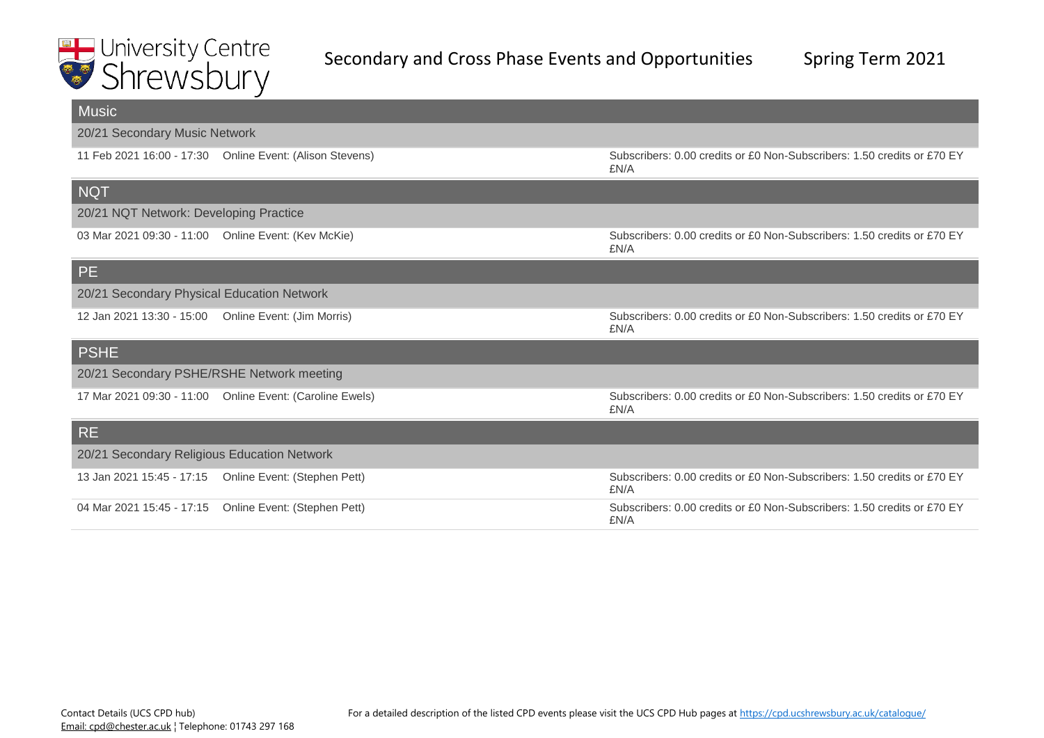University Centre Shrewsbury

# Secondary and Cross Phase Events and Opportunities — Spring Term 2021

## Music

### 20/21 Secondary Music Network

| Date/Time | Event | Cost |
|---|---|---|
| 11 Feb 2021 16:00 - 17:30 | Online Event: (Alison Stevens) | Subscribers: 0.00 credits or £0 Non-Subscribers: 1.50 credits or £70 EY £N/A |

## NQT

### 20/21 NQT Network: Developing Practice

| Date/Time | Event | Cost |
|---|---|---|
| 03 Mar 2021 09:30 - 11:00 | Online Event: (Kev McKie) | Subscribers: 0.00 credits or £0 Non-Subscribers: 1.50 credits or £70 EY £N/A |

## PE

### 20/21 Secondary Physical Education Network

| Date/Time | Event | Cost |
|---|---|---|
| 12 Jan 2021 13:30 - 15:00 | Online Event: (Jim Morris) | Subscribers: 0.00 credits or £0 Non-Subscribers: 1.50 credits or £70 EY £N/A |

## PSHE

### 20/21 Secondary PSHE/RSHE Network meeting

| Date/Time | Event | Cost |
|---|---|---|
| 17 Mar 2021 09:30 - 11:00 | Online Event: (Caroline Ewels) | Subscribers: 0.00 credits or £0 Non-Subscribers: 1.50 credits or £70 EY £N/A |

## RE

### 20/21 Secondary Religious Education Network

| Date/Time | Event | Cost |
|---|---|---|
| 13 Jan 2021 15:45 - 17:15 | Online Event: (Stephen Pett) | Subscribers: 0.00 credits or £0 Non-Subscribers: 1.50 credits or £70 EY £N/A |
| 04 Mar 2021 15:45 - 17:15 | Online Event: (Stephen Pett) | Subscribers: 0.00 credits or £0 Non-Subscribers: 1.50 credits or £70 EY £N/A |

Contact Details (UCS CPD hub)
Email: cpd@chester.ac.uk ¦ Telephone: 01743 297 168

For a detailed description of the listed CPD events please visit the UCS CPD Hub pages at https://cpd.ucshrewsbury.ac.uk/catalogue/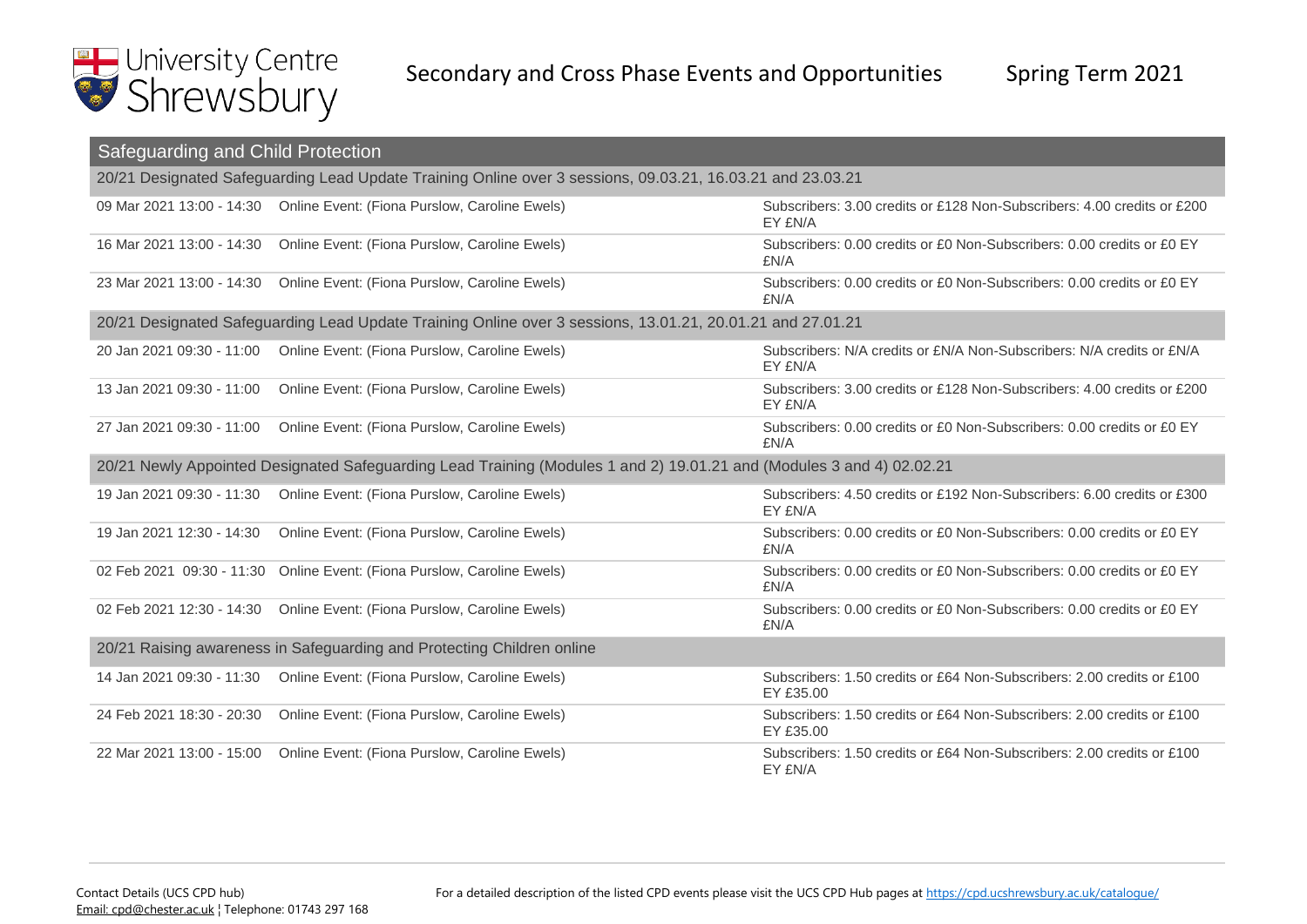# Secondary and Cross Phase Events and Opportunities

Spring Term 2021

## Safeguarding and Child Protection

### 20/21 Designated Safeguarding Lead Update Training Online over 3 sessions, 09.03.21, 16.03.21 and 23.03.21

| Date/Time | Event | Cost |
|---|---|---|
| 09 Mar 2021 13:00 - 14:30 | Online Event: (Fiona Purslow, Caroline Ewels) | Subscribers: 3.00 credits or £128 Non-Subscribers: 4.00 credits or £200 EY £N/A |
| 16 Mar 2021 13:00 - 14:30 | Online Event: (Fiona Purslow, Caroline Ewels) | Subscribers: 0.00 credits or £0 Non-Subscribers: 0.00 credits or £0 EY £N/A |
| 23 Mar 2021 13:00 - 14:30 | Online Event: (Fiona Purslow, Caroline Ewels) | Subscribers: 0.00 credits or £0 Non-Subscribers: 0.00 credits or £0 EY £N/A |

### 20/21 Designated Safeguarding Lead Update Training Online over 3 sessions, 13.01.21, 20.01.21 and 27.01.21

| Date/Time | Event | Cost |
|---|---|---|
| 20 Jan 2021 09:30 - 11:00 | Online Event: (Fiona Purslow, Caroline Ewels) | Subscribers: N/A credits or £N/A Non-Subscribers: N/A credits or £N/A EY £N/A |
| 13 Jan 2021 09:30 - 11:00 | Online Event: (Fiona Purslow, Caroline Ewels) | Subscribers: 3.00 credits or £128 Non-Subscribers: 4.00 credits or £200 EY £N/A |
| 27 Jan 2021 09:30 - 11:00 | Online Event: (Fiona Purslow, Caroline Ewels) | Subscribers: 0.00 credits or £0 Non-Subscribers: 0.00 credits or £0 EY £N/A |

### 20/21 Newly Appointed Designated Safeguarding Lead Training (Modules 1 and 2) 19.01.21 and (Modules 3 and 4) 02.02.21

| Date/Time | Event | Cost |
|---|---|---|
| 19 Jan 2021 09:30 - 11:30 | Online Event: (Fiona Purslow, Caroline Ewels) | Subscribers: 4.50 credits or £192 Non-Subscribers: 6.00 credits or £300 EY £N/A |
| 19 Jan 2021 12:30 - 14:30 | Online Event: (Fiona Purslow, Caroline Ewels) | Subscribers: 0.00 credits or £0 Non-Subscribers: 0.00 credits or £0 EY £N/A |
| 02 Feb 2021 09:30 - 11:30 | Online Event: (Fiona Purslow, Caroline Ewels) | Subscribers: 0.00 credits or £0 Non-Subscribers: 0.00 credits or £0 EY £N/A |
| 02 Feb 2021 12:30 - 14:30 | Online Event: (Fiona Purslow, Caroline Ewels) | Subscribers: 0.00 credits or £0 Non-Subscribers: 0.00 credits or £0 EY £N/A |

### 20/21 Raising awareness in Safeguarding and Protecting Children online

| Date/Time | Event | Cost |
|---|---|---|
| 14 Jan 2021 09:30 - 11:30 | Online Event: (Fiona Purslow, Caroline Ewels) | Subscribers: 1.50 credits or £64 Non-Subscribers: 2.00 credits or £100 EY £35.00 |
| 24 Feb 2021 18:30 - 20:30 | Online Event: (Fiona Purslow, Caroline Ewels) | Subscribers: 1.50 credits or £64 Non-Subscribers: 2.00 credits or £100 EY £35.00 |
| 22 Mar 2021 13:00 - 15:00 | Online Event: (Fiona Purslow, Caroline Ewels) | Subscribers: 1.50 credits or £64 Non-Subscribers: 2.00 credits or £100 EY £N/A |

Contact Details (UCS CPD hub)
Email: cpd@chester.ac.uk ¦ Telephone: 01743 297 168

For a detailed description of the listed CPD events please visit the UCS CPD Hub pages at https://cpd.ucshrewsbury.ac.uk/catalogue/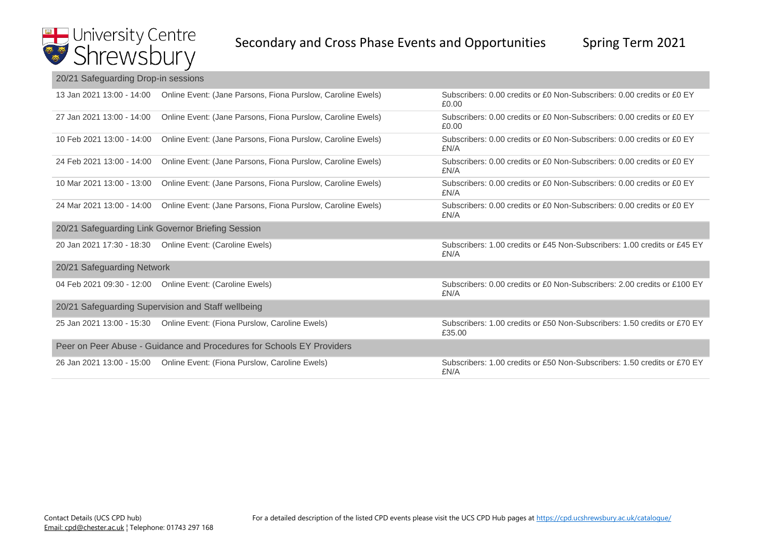# Secondary and Cross Phase Events and Opportunities

Spring Term 2021

| Date | Event | Cost |
| --- | --- | --- |
| **20/21 Safeguarding Drop-in sessions** | | |
| 13 Jan 2021 13:00 - 14:00 | Online Event: (Jane Parsons, Fiona Purslow, Caroline Ewels) | Subscribers: 0.00 credits or £0 Non-Subscribers: 0.00 credits or £0 EY £0.00 |
| 27 Jan 2021 13:00 - 14:00 | Online Event: (Jane Parsons, Fiona Purslow, Caroline Ewels) | Subscribers: 0.00 credits or £0 Non-Subscribers: 0.00 credits or £0 EY £0.00 |
| 10 Feb 2021 13:00 - 14:00 | Online Event: (Jane Parsons, Fiona Purslow, Caroline Ewels) | Subscribers: 0.00 credits or £0 Non-Subscribers: 0.00 credits or £0 EY £N/A |
| 24 Feb 2021 13:00 - 14:00 | Online Event: (Jane Parsons, Fiona Purslow, Caroline Ewels) | Subscribers: 0.00 credits or £0 Non-Subscribers: 0.00 credits or £0 EY £N/A |
| 10 Mar 2021 13:00 - 13:00 | Online Event: (Jane Parsons, Fiona Purslow, Caroline Ewels) | Subscribers: 0.00 credits or £0 Non-Subscribers: 0.00 credits or £0 EY £N/A |
| 24 Mar 2021 13:00 - 14:00 | Online Event: (Jane Parsons, Fiona Purslow, Caroline Ewels) | Subscribers: 0.00 credits or £0 Non-Subscribers: 0.00 credits or £0 EY £N/A |
| **20/21 Safeguarding Link Governor Briefing Session** | | |
| 20 Jan 2021 17:30 - 18:30 | Online Event: (Caroline Ewels) | Subscribers: 1.00 credits or £45 Non-Subscribers: 1.00 credits or £45 EY £N/A |
| **20/21 Safeguarding Network** | | |
| 04 Feb 2021 09:30 - 12:00 | Online Event: (Caroline Ewels) | Subscribers: 0.00 credits or £0 Non-Subscribers: 2.00 credits or £100 EY £N/A |
| **20/21 Safeguarding Supervision and Staff wellbeing** | | |
| 25 Jan 2021 13:00 - 15:30 | Online Event: (Fiona Purslow, Caroline Ewels) | Subscribers: 1.00 credits or £50 Non-Subscribers: 1.50 credits or £70 EY £35.00 |
| **Peer on Peer Abuse - Guidance and Procedures for Schools EY Providers** | | |
| 26 Jan 2021 13:00 - 15:00 | Online Event: (Fiona Purslow, Caroline Ewels) | Subscribers: 1.00 credits or £50 Non-Subscribers: 1.50 credits or £70 EY £N/A |

Contact Details (UCS CPD hub)
Email: cpd@chester.ac.uk ¦ Telephone: 01743 297 168

For a detailed description of the listed CPD events please visit the UCS CPD Hub pages at https://cpd.ucshrewsbury.ac.uk/catalogue/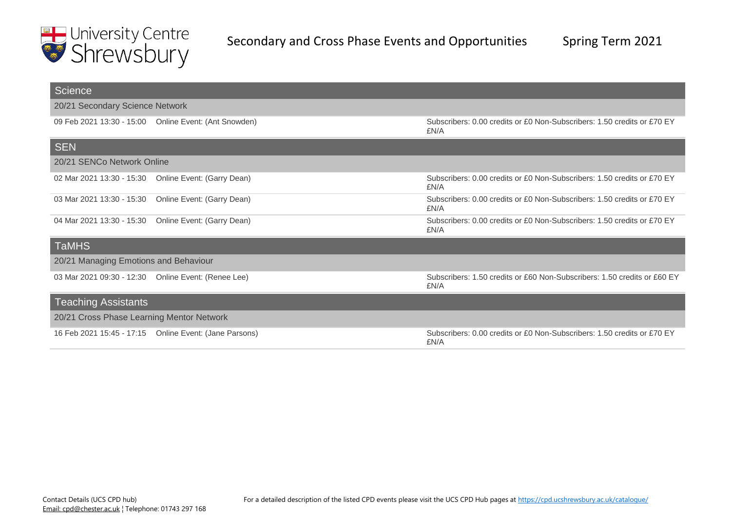University Centre Shrewsbury

Secondary and Cross Phase Events and Opportunities — Spring Term 2021

## Science

### 20/21 Secondary Science Network

| Date/Time | Event | Cost |
|---|---|---|
| 09 Feb 2021 13:30 - 15:00 | Online Event: (Ant Snowden) | Subscribers: 0.00 credits or £0 Non-Subscribers: 1.50 credits or £70 EY £N/A |

## SEN

### 20/21 SENCo Network Online

| Date/Time | Event | Cost |
|---|---|---|
| 02 Mar 2021 13:30 - 15:30 | Online Event: (Garry Dean) | Subscribers: 0.00 credits or £0 Non-Subscribers: 1.50 credits or £70 EY £N/A |
| 03 Mar 2021 13:30 - 15:30 | Online Event: (Garry Dean) | Subscribers: 0.00 credits or £0 Non-Subscribers: 1.50 credits or £70 EY £N/A |
| 04 Mar 2021 13:30 - 15:30 | Online Event: (Garry Dean) | Subscribers: 0.00 credits or £0 Non-Subscribers: 1.50 credits or £70 EY £N/A |

## TaMHS

### 20/21 Managing Emotions and Behaviour

| Date/Time | Event | Cost |
|---|---|---|
| 03 Mar 2021 09:30 - 12:30 | Online Event: (Renee Lee) | Subscribers: 1.50 credits or £60 Non-Subscribers: 1.50 credits or £60 EY £N/A |

## Teaching Assistants

### 20/21 Cross Phase Learning Mentor Network

| Date/Time | Event | Cost |
|---|---|---|
| 16 Feb 2021 15:45 - 17:15 | Online Event: (Jane Parsons) | Subscribers: 0.00 credits or £0 Non-Subscribers: 1.50 credits or £70 EY £N/A |

Contact Details (UCS CPD hub)
Email: cpd@chester.ac.uk ¦ Telephone: 01743 297 168

For a detailed description of the listed CPD events please visit the UCS CPD Hub pages at https://cpd.ucshrewsbury.ac.uk/catalogue/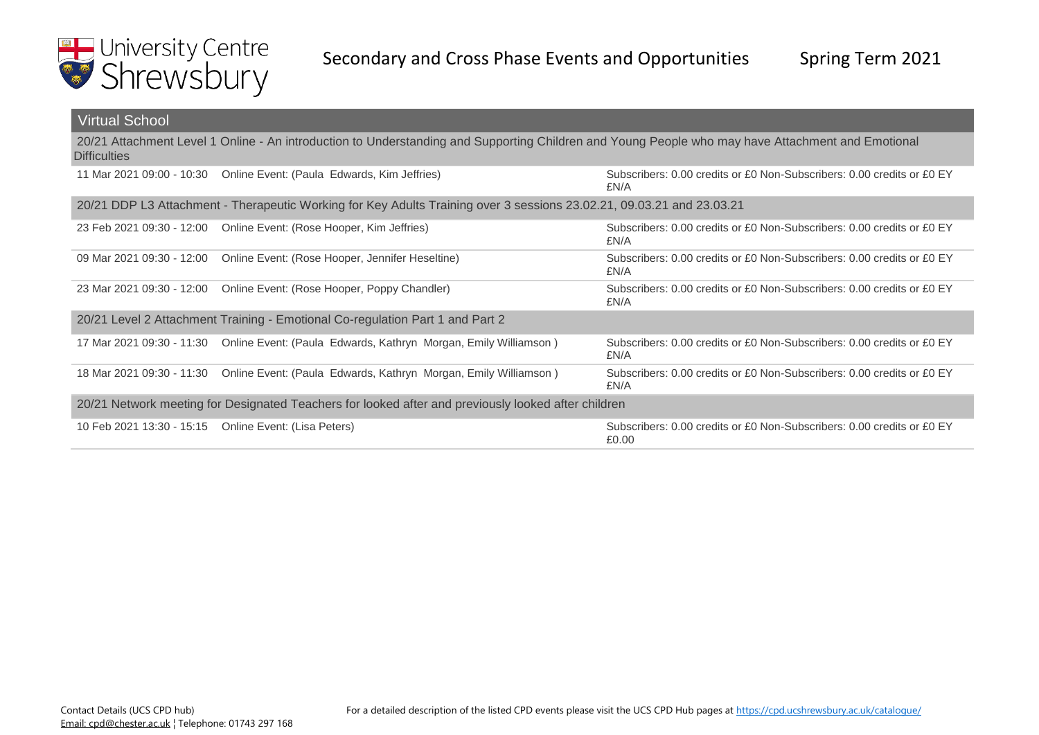## Virtual School

| | | |
|---|---|---|
| **20/21 Attachment Level 1 Online - An introduction to Understanding and Supporting Children and Young People who may have Attachment and Emotional Difficulties** | | |
| 11 Mar 2021 09:00 - 10:30 | Online Event: (Paula Edwards, Kim Jeffries) | Subscribers: 0.00 credits or £0 Non-Subscribers: 0.00 credits or £0 EY £N/A |
| **20/21 DDP L3 Attachment - Therapeutic Working for Key Adults Training over 3 sessions 23.02.21, 09.03.21 and 23.03.21** | | |
| 23 Feb 2021 09:30 - 12:00 | Online Event: (Rose Hooper, Kim Jeffries) | Subscribers: 0.00 credits or £0 Non-Subscribers: 0.00 credits or £0 EY £N/A |
| 09 Mar 2021 09:30 - 12:00 | Online Event: (Rose Hooper, Jennifer Heseltine) | Subscribers: 0.00 credits or £0 Non-Subscribers: 0.00 credits or £0 EY £N/A |
| 23 Mar 2021 09:30 - 12:00 | Online Event: (Rose Hooper, Poppy Chandler) | Subscribers: 0.00 credits or £0 Non-Subscribers: 0.00 credits or £0 EY £N/A |
| **20/21 Level 2 Attachment Training - Emotional Co-regulation Part 1 and Part 2** | | |
| 17 Mar 2021 09:30 - 11:30 | Online Event: (Paula Edwards, Kathryn Morgan, Emily Williamson ) | Subscribers: 0.00 credits or £0 Non-Subscribers: 0.00 credits or £0 EY £N/A |
| 18 Mar 2021 09:30 - 11:30 | Online Event: (Paula Edwards, Kathryn Morgan, Emily Williamson ) | Subscribers: 0.00 credits or £0 Non-Subscribers: 0.00 credits or £0 EY £N/A |
| **20/21 Network meeting for Designated Teachers for looked after and previously looked after children** | | |
| 10 Feb 2021 13:30 - 15:15 | Online Event: (Lisa Peters) | Subscribers: 0.00 credits or £0 Non-Subscribers: 0.00 credits or £0 EY £0.00 |

Contact Details (UCS CPD hub)
Email: cpd@chester.ac.uk ¦ Telephone: 01743 297 168

For a detailed description of the listed CPD events please visit the UCS CPD Hub pages at https://cpd.ucshrewsbury.ac.uk/catalogue/